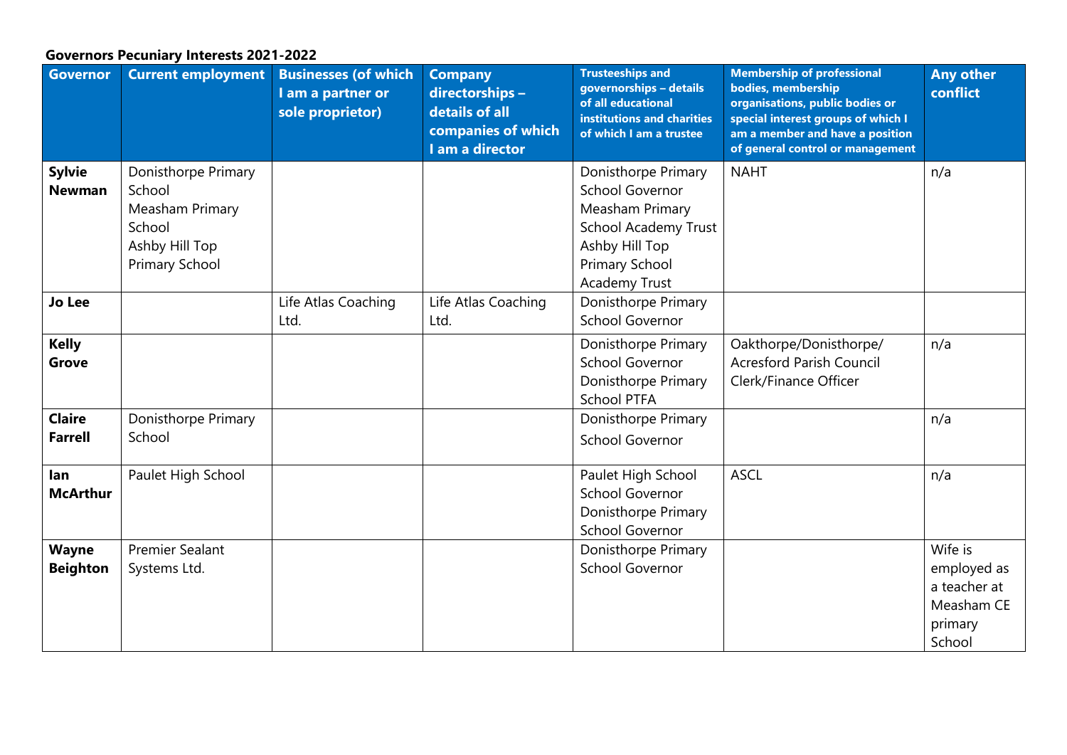**Governors Pecuniary Interests 2021-2022**

| Governor | Current employment | Businesses (of which I am a partner or sole proprietor) | Company directorships – details of all companies of which I am a director | Trusteeships and governorships – details of all educational institutions and charities of which I am a trustee | Membership of professional bodies, membership organisations, public bodies or special interest groups of which I am a member and have a position of general control or management | Any other conflict |
|---|---|---|---|---|---|---|
| **Sylvie Newman** | Donisthorpe Primary School<br>Measham Primary School<br>Ashby Hill Top Primary School | | | Donisthorpe Primary School Governor<br>Measham Primary School Academy Trust<br>Ashby Hill Top Primary School Academy Trust | NAHT | n/a |
| **Jo Lee** | | Life Atlas Coaching Ltd. | Life Atlas Coaching Ltd. | Donisthorpe Primary School Governor | | |
| **Kelly Grove** | | | | Donisthorpe Primary School Governor<br>Donisthorpe Primary School PTFA | Oakthorpe/Donisthorpe/ Acresford Parish Council Clerk/Finance Officer | n/a |
| **Claire Farrell** | Donisthorpe Primary School | | | Donisthorpe Primary School Governor | | n/a |
| **Ian McArthur** | Paulet High School | | | Paulet High School School Governor<br>Donisthorpe Primary School Governor | ASCL | n/a |
| **Wayne Beighton** | Premier Sealant Systems Ltd. | | | Donisthorpe Primary School Governor | | Wife is employed as a teacher at Measham CE primary School |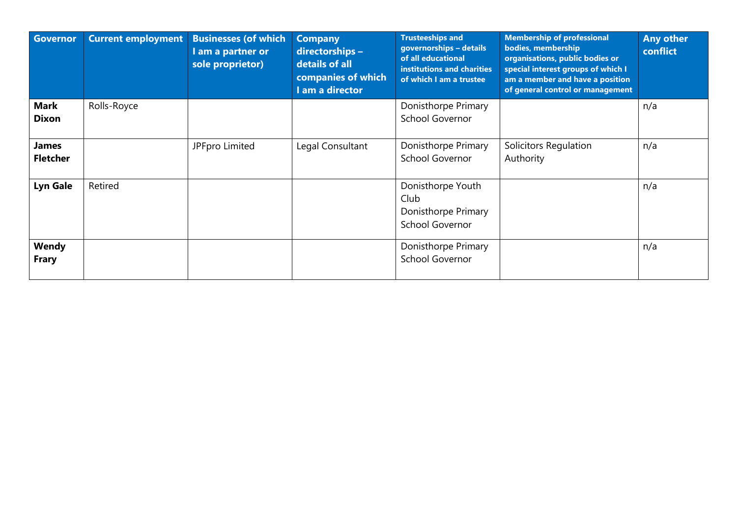| Governor | Current employment | Businesses (of which I am a partner or sole proprietor) | Company directorships – details of all companies of which I am a director | Trusteeships and governorships – details of all educational institutions and charities of which I am a trustee | Membership of professional bodies, membership organisations, public bodies or special interest groups of which I am a member and have a position of general control or management | Any other conflict |
|---|---|---|---|---|---|---|
| **Mark Dixon** | Rolls-Royce | | | Donisthorpe Primary School Governor | | n/a |
| **James Fletcher** | | JPFpro Limited | Legal Consultant | Donisthorpe Primary School Governor | Solicitors Regulation Authority | n/a |
| **Lyn Gale** | Retired | | | Donisthorpe Youth Club<br>Donisthorpe Primary School Governor | | n/a |
| **Wendy Frary** | | | | Donisthorpe Primary School Governor | | n/a |